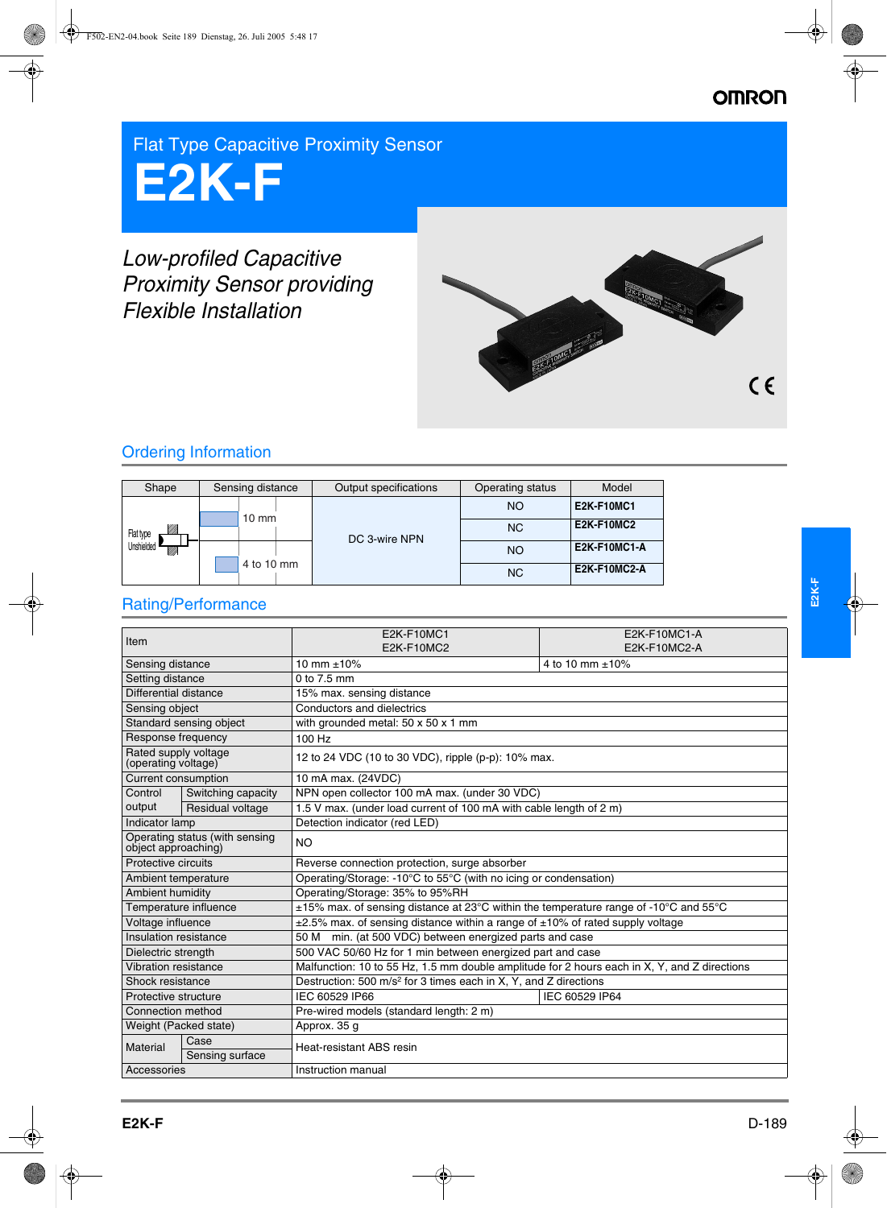# Flat Type Capacitive Proximity Sensor

# E2K-F

*Low-profiled Capacitive Proximity Sensor providing Flexible Installation*

## Ordering Information

| Shape | Sensing distance | Output specifications | Operating status | Model |
|---|---|---|---|---|
| Flat type Unshielded | 10 mm | DC 3-wire NPN | NO | **E2K-F10MC1** |
| | | | NC | **E2K-F10MC2** |
| | 4 to 10 mm | | NO | **E2K-F10MC1-A** |
| | | | NC | **E2K-F10MC2-A** |

## Rating/Performance

| Item | | E2K-F10MC1<br>E2K-F10MC2 | E2K-F10MC1-A<br>E2K-F10MC2-A |
|---|---|---|---|
| Sensing distance | | 10 mm ±10% | 4 to 10 mm ±10% |
| Setting distance | | 0 to 7.5 mm | |
| Differential distance | | 15% max. sensing distance | |
| Sensing object | | Conductors and dielectrics | |
| Standard sensing object | | with grounded metal: 50 x 50 x 1 mm | |
| Response frequency | | 100 Hz | |
| Rated supply voltage (operating voltage) | | 12 to 24 VDC (10 to 30 VDC), ripple (p-p): 10% max. | |
| Current consumption | | 10 mA max. (24VDC) | |
| Control output | Switching capacity | NPN open collector 100 mA max. (under 30 VDC) | |
| | Residual voltage | 1.5 V max. (under load current of 100 mA with cable length of 2 m) | |
| Indicator lamp | | Detection indicator (red LED) | |
| Operating status (with sensing object approaching) | | NO | |
| Protective circuits | | Reverse connection protection, surge absorber | |
| Ambient temperature | | Operating/Storage: -10°C to 55°C (with no icing or condensation) | |
| Ambient humidity | | Operating/Storage: 35% to 95%RH | |
| Temperature influence | | ±15% max. of sensing distance at 23°C within the temperature range of -10°C and 55°C | |
| Voltage influence | | ±2.5% max. of sensing distance within a range of ±10% of rated supply voltage | |
| Insulation resistance | | 50 MΩ min. (at 500 VDC) between energized parts and case | |
| Dielectric strength | | 500 VAC 50/60 Hz for 1 min between energized part and case | |
| Vibration resistance | | Malfunction: 10 to 55 Hz, 1.5 mm double amplitude for 2 hours each in X, Y, and Z directions | |
| Shock resistance | | Destruction: 500 m/s² for 3 times each in X, Y, and Z directions | |
| Protective structure | | IEC 60529 IP66 | IEC 60529 IP64 |
| Connection method | | Pre-wired models (standard length: 2 m) | |
| Weight (Packed state) | | Approx. 35 g | |
| Material | Case | Heat-resistant ABS resin | |
| | Sensing surface | | |
| Accessories | | Instruction manual | |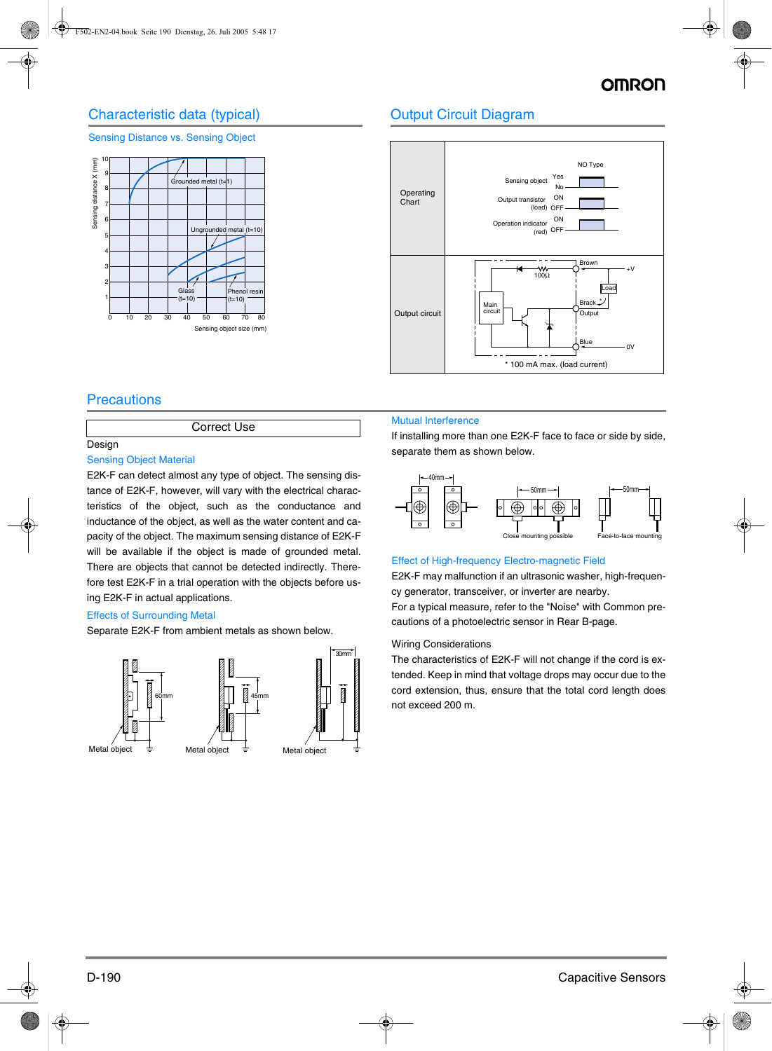## Characteristic data (typical)

### Sensing Distance vs. Sensing Object

## Output Circuit Diagram

| | |
|---|---|
| Operating Chart | NO Type<br>Sensing object: Yes / No<br>Output transistor (load): ON / OFF<br>Operation indicator (red): ON / OFF |
| Output circuit | * 100 mA max. (load current) |

## Precautions

### Correct Use

Design

#### Sensing Object Material

E2K-F can detect almost any type of object. The sensing distance of E2K-F, however, will vary with the electrical characteristics of the object, such as the conductance and inductance of the object, as well as the water content and capacity of the object. The maximum sensing distance of E2K-F will be available if the object is made of grounded metal. There are objects that cannot be detected indirectly. Therefore test E2K-F in a trial operation with the objects before using E2K-F in actual applications.

#### Effects of Surrounding Metal

Separate E2K-F from ambient metals as shown below.

#### Mutual Interference

If installing more than one E2K-F face to face or side by side, separate them as shown below.

#### Effect of High-frequency Electro-magnetic Field

E2K-F may malfunction if an ultrasonic washer, high-frequency generator, transceiver, or inverter are nearby.

For a typical measure, refer to the "Noise" with Common precautions of a photoelectric sensor in Rear B-page.

Wiring Considerations

The characteristics of E2K-F will not change if the cord is extended. Keep in mind that voltage drops may occur due to the cord extension, thus, ensure that the total cord length does not exceed 200 m.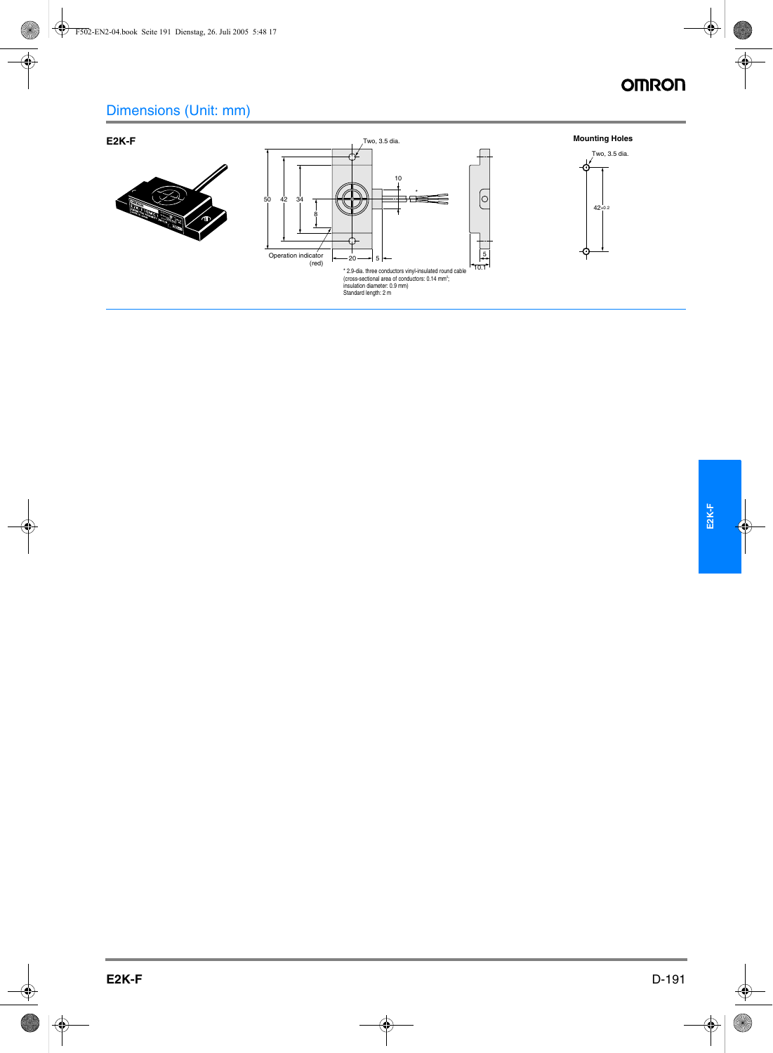## Dimensions (Unit: mm)

**E2K-F**

Two, 3.5 dia.

Operation indicator (red)

\* 2.9-dia. three conductors vinyl-insulated round cable (cross-sectional area of conductors: 0.14 mm$^2$; insulation diameter: 0.9 mm)
Standard length: 2 m

**Mounting Holes**

Two, 3.5 dia.

$42 \pm 0.2$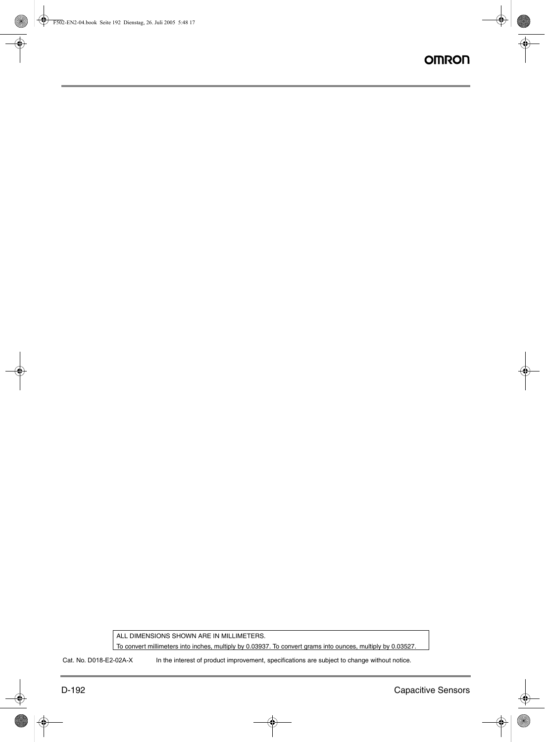ALL DIMENSIONS SHOWN ARE IN MILLIMETERS.

To convert millimeters into inches, multiply by 0.03937. To convert grams into ounces, multiply by 0.03527.

Cat. No. D018-E2-02A-X In the interest of product improvement, specifications are subject to change without notice.